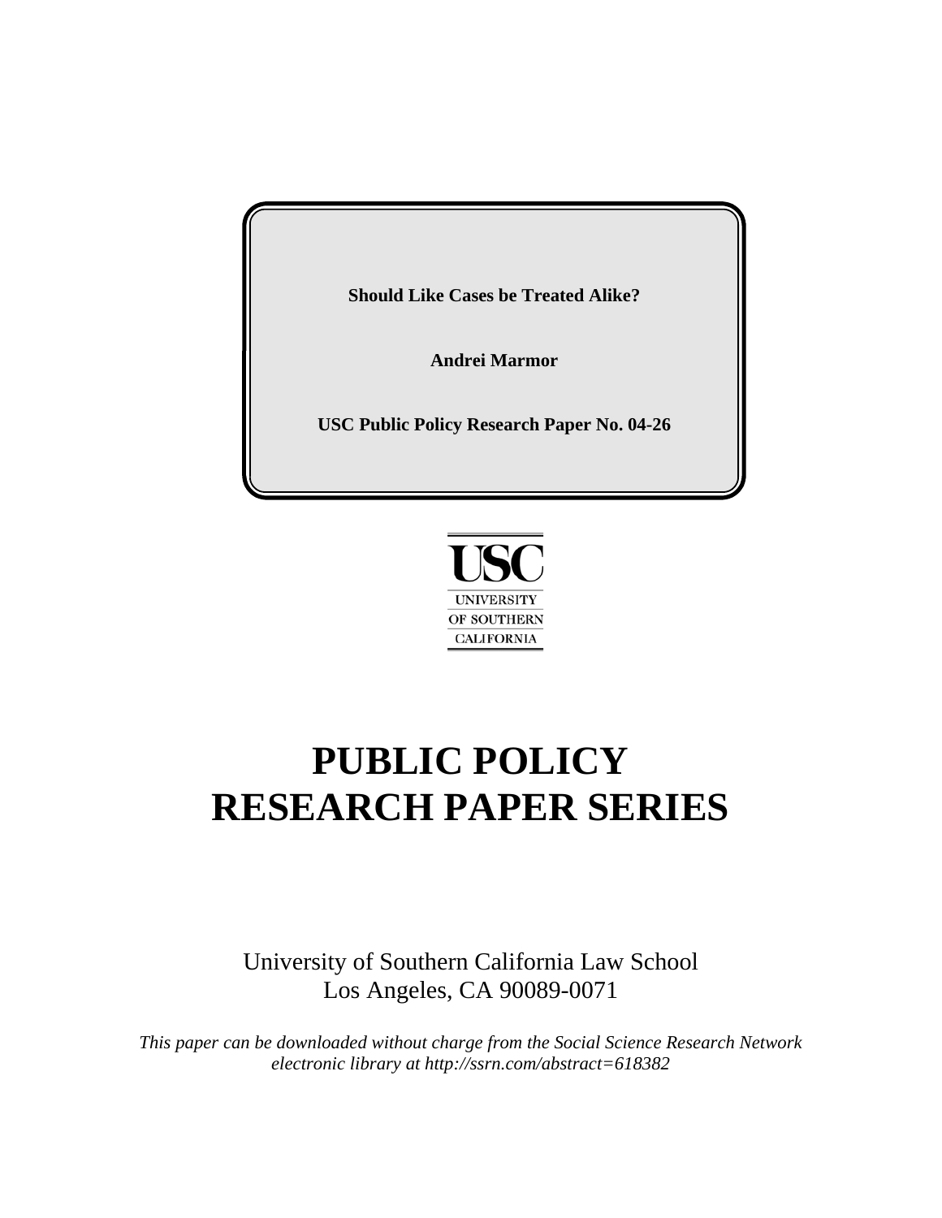**Should Like Cases be Treated Alike?**

**Andrei Marmor**

**USC Public Policy Research Paper No. 04-26**

USC
UNIVERSITY
OF SOUTHERN
CALIFORNIA

# PUBLIC POLICY RESEARCH PAPER SERIES

University of Southern California Law School
Los Angeles, CA 90089-0071

*This paper can be downloaded without charge from the Social Science Research Network electronic library at http://ssrn.com/abstract=618382*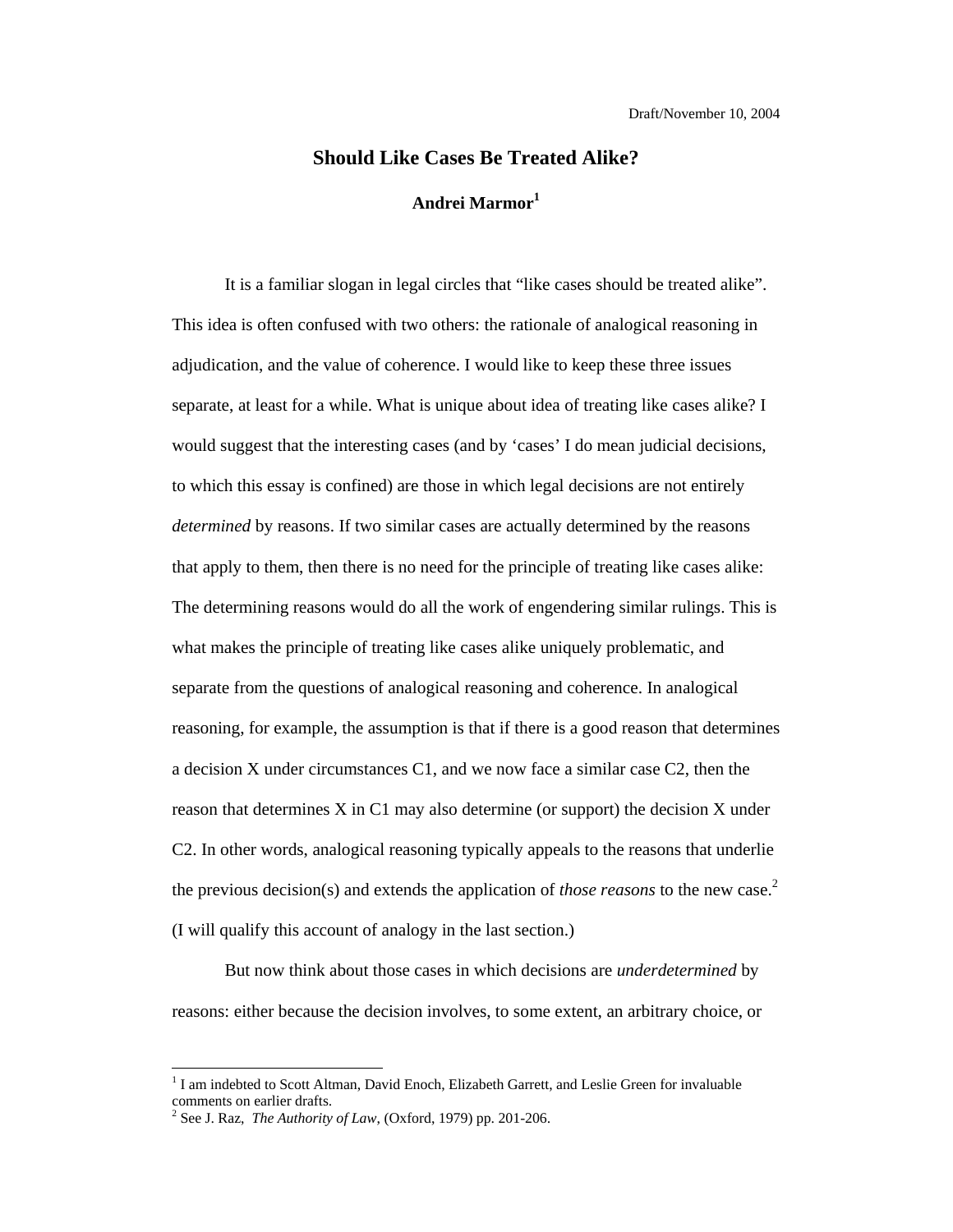Draft/November 10, 2004

# Should Like Cases Be Treated Alike?

**Andrei Marmor**[1]

It is a familiar slogan in legal circles that "like cases should be treated alike". This idea is often confused with two others: the rationale of analogical reasoning in adjudication, and the value of coherence. I would like to keep these three issues separate, at least for a while. What is unique about idea of treating like cases alike? I would suggest that the interesting cases (and by 'cases' I do mean judicial decisions, to which this essay is confined) are those in which legal decisions are not entirely *determined* by reasons. If two similar cases are actually determined by the reasons that apply to them, then there is no need for the principle of treating like cases alike: The determining reasons would do all the work of engendering similar rulings. This is what makes the principle of treating like cases alike uniquely problematic, and separate from the questions of analogical reasoning and coherence. In analogical reasoning, for example, the assumption is that if there is a good reason that determines a decision X under circumstances C1, and we now face a similar case C2, then the reason that determines X in C1 may also determine (or support) the decision X under C2. In other words, analogical reasoning typically appeals to the reasons that underlie the previous decision(s) and extends the application of *those reasons* to the new case.[2] (I will qualify this account of analogy in the last section.)

But now think about those cases in which decisions are *underdetermined* by reasons: either because the decision involves, to some extent, an arbitrary choice, or

---

[1] I am indebted to Scott Altman, David Enoch, Elizabeth Garrett, and Leslie Green for invaluable comments on earlier drafts.

[2] See J. Raz, *The Authority of Law*, (Oxford, 1979) pp. 201-206.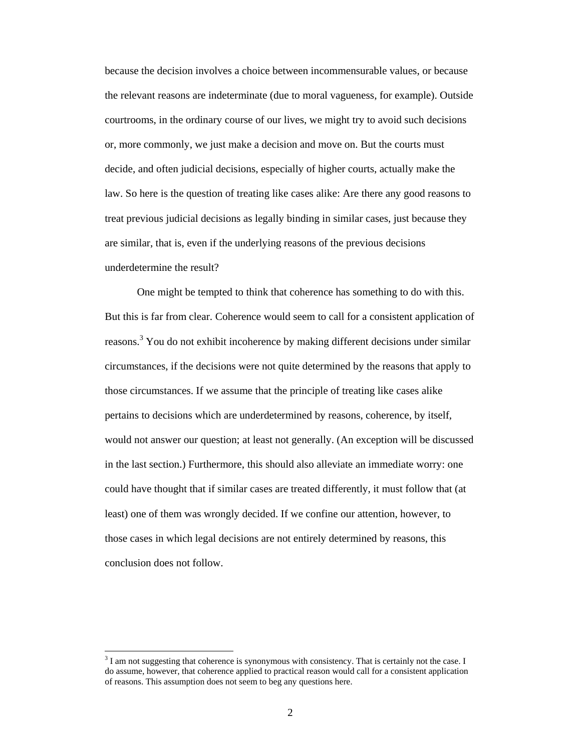because the decision involves a choice between incommensurable values, or because the relevant reasons are indeterminate (due to moral vagueness, for example). Outside courtrooms, in the ordinary course of our lives, we might try to avoid such decisions or, more commonly, we just make a decision and move on. But the courts must decide, and often judicial decisions, especially of higher courts, actually make the law. So here is the question of treating like cases alike: Are there any good reasons to treat previous judicial decisions as legally binding in similar cases, just because they are similar, that is, even if the underlying reasons of the previous decisions underdetermine the result?

One might be tempted to think that coherence has something to do with this. But this is far from clear. Coherence would seem to call for a consistent application of reasons.[3] You do not exhibit incoherence by making different decisions under similar circumstances, if the decisions were not quite determined by the reasons that apply to those circumstances. If we assume that the principle of treating like cases alike pertains to decisions which are underdetermined by reasons, coherence, by itself, would not answer our question; at least not generally. (An exception will be discussed in the last section.) Furthermore, this should also alleviate an immediate worry: one could have thought that if similar cases are treated differently, it must follow that (at least) one of them was wrongly decided. If we confine our attention, however, to those cases in which legal decisions are not entirely determined by reasons, this conclusion does not follow.

[3] I am not suggesting that coherence is synonymous with consistency. That is certainly not the case. I do assume, however, that coherence applied to practical reason would call for a consistent application of reasons. This assumption does not seem to beg any questions here.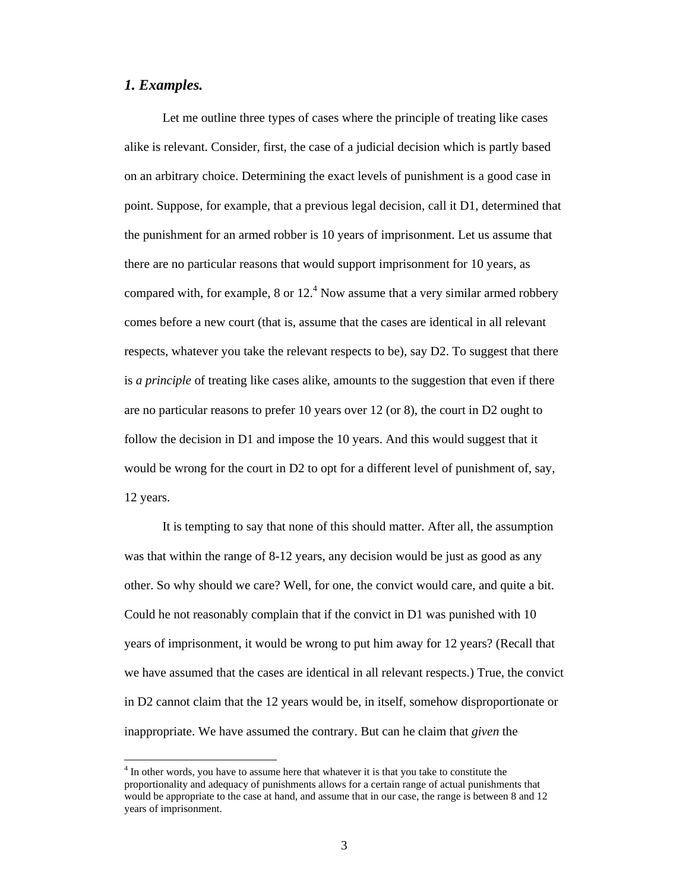### *1. Examples.*

Let me outline three types of cases where the principle of treating like cases alike is relevant. Consider, first, the case of a judicial decision which is partly based on an arbitrary choice. Determining the exact levels of punishment is a good case in point. Suppose, for example, that a previous legal decision, call it D1, determined that the punishment for an armed robber is 10 years of imprisonment. Let us assume that there are no particular reasons that would support imprisonment for 10 years, as compared with, for example, 8 or 12.[4] Now assume that a very similar armed robbery comes before a new court (that is, assume that the cases are identical in all relevant respects, whatever you take the relevant respects to be), say D2. To suggest that there is *a principle* of treating like cases alike, amounts to the suggestion that even if there are no particular reasons to prefer 10 years over 12 (or 8), the court in D2 ought to follow the decision in D1 and impose the 10 years. And this would suggest that it would be wrong for the court in D2 to opt for a different level of punishment of, say, 12 years.

It is tempting to say that none of this should matter. After all, the assumption was that within the range of 8-12 years, any decision would be just as good as any other. So why should we care? Well, for one, the convict would care, and quite a bit. Could he not reasonably complain that if the convict in D1 was punished with 10 years of imprisonment, it would be wrong to put him away for 12 years? (Recall that we have assumed that the cases are identical in all relevant respects.) True, the convict in D2 cannot claim that the 12 years would be, in itself, somehow disproportionate or inappropriate. We have assumed the contrary. But can he claim that *given* the

[4] In other words, you have to assume here that whatever it is that you take to constitute the proportionality and adequacy of punishments allows for a certain range of actual punishments that would be appropriate to the case at hand, and assume that in our case, the range is between 8 and 12 years of imprisonment.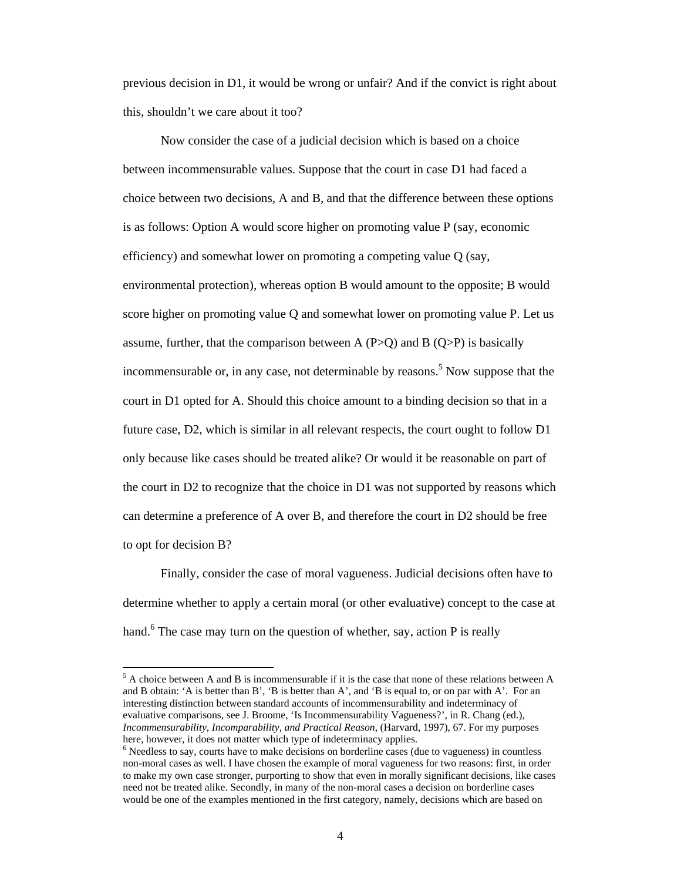previous decision in D1, it would be wrong or unfair? And if the convict is right about this, shouldn't we care about it too?

Now consider the case of a judicial decision which is based on a choice between incommensurable values. Suppose that the court in case D1 had faced a choice between two decisions, A and B, and that the difference between these options is as follows: Option A would score higher on promoting value P (say, economic efficiency) and somewhat lower on promoting a competing value Q (say, environmental protection), whereas option B would amount to the opposite; B would score higher on promoting value Q and somewhat lower on promoting value P. Let us assume, further, that the comparison between A (P>Q) and B (Q>P) is basically incommensurable or, in any case, not determinable by reasons.[5] Now suppose that the court in D1 opted for A. Should this choice amount to a binding decision so that in a future case, D2, which is similar in all relevant respects, the court ought to follow D1 only because like cases should be treated alike? Or would it be reasonable on part of the court in D2 to recognize that the choice in D1 was not supported by reasons which can determine a preference of A over B, and therefore the court in D2 should be free to opt for decision B?

Finally, consider the case of moral vagueness. Judicial decisions often have to determine whether to apply a certain moral (or other evaluative) concept to the case at hand.[6] The case may turn on the question of whether, say, action P is really

---

[5] A choice between A and B is incommensurable if it is the case that none of these relations between A and B obtain: 'A is better than B', 'B is better than A', and 'B is equal to, or on par with A'. For an interesting distinction between standard accounts of incommensurability and indeterminacy of evaluative comparisons, see J. Broome, 'Is Incommensurability Vagueness?', in R. Chang (ed.), *Incommensurability, Incomparability, and Practical Reason*, (Harvard, 1997), 67. For my purposes here, however, it does not matter which type of indeterminacy applies.

[6] Needless to say, courts have to make decisions on borderline cases (due to vagueness) in countless non-moral cases as well. I have chosen the example of moral vagueness for two reasons: first, in order to make my own case stronger, purporting to show that even in morally significant decisions, like cases need not be treated alike. Secondly, in many of the non-moral cases a decision on borderline cases would be one of the examples mentioned in the first category, namely, decisions which are based on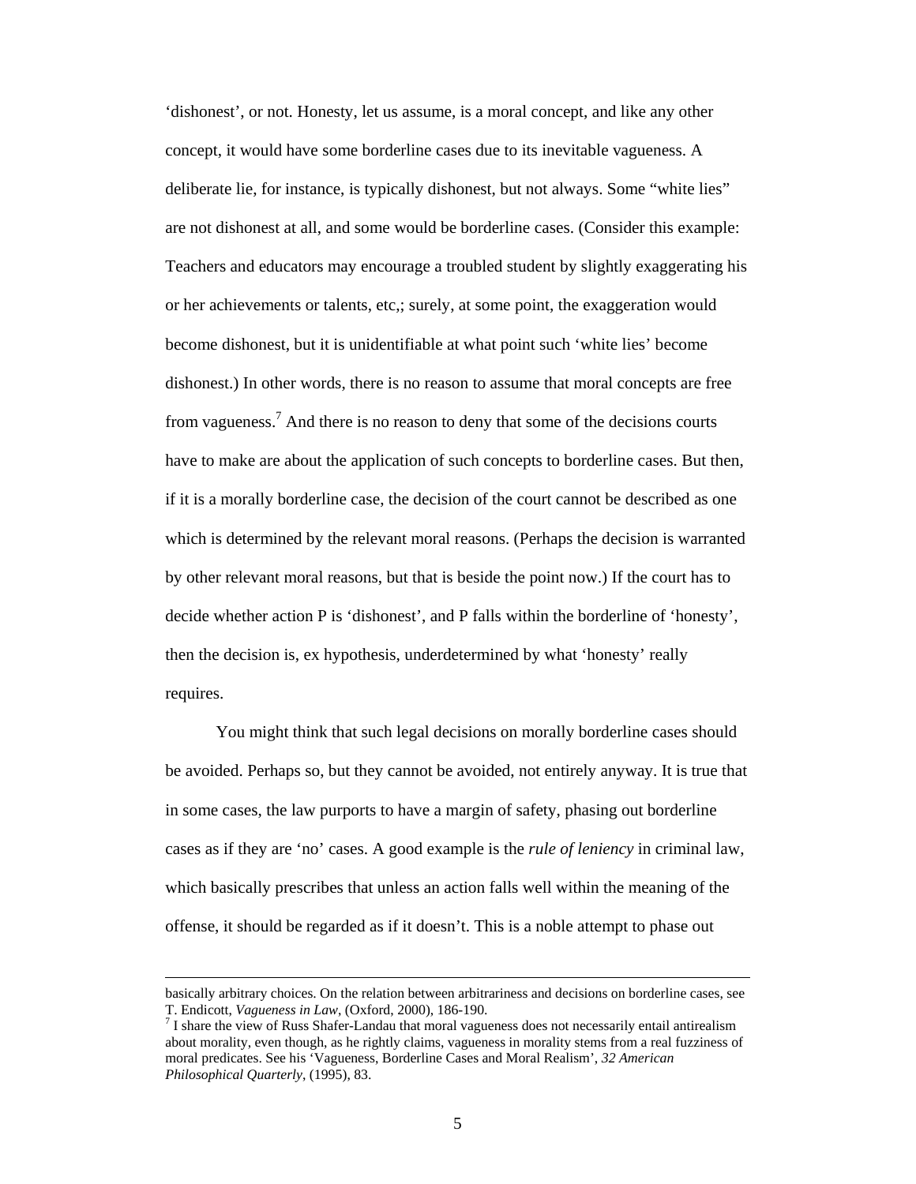'dishonest', or not. Honesty, let us assume, is a moral concept, and like any other concept, it would have some borderline cases due to its inevitable vagueness. A deliberate lie, for instance, is typically dishonest, but not always. Some "white lies" are not dishonest at all, and some would be borderline cases. (Consider this example: Teachers and educators may encourage a troubled student by slightly exaggerating his or her achievements or talents, etc,; surely, at some point, the exaggeration would become dishonest, but it is unidentifiable at what point such 'white lies' become dishonest.) In other words, there is no reason to assume that moral concepts are free from vagueness.[7] And there is no reason to deny that some of the decisions courts have to make are about the application of such concepts to borderline cases. But then, if it is a morally borderline case, the decision of the court cannot be described as one which is determined by the relevant moral reasons. (Perhaps the decision is warranted by other relevant moral reasons, but that is beside the point now.) If the court has to decide whether action P is 'dishonest', and P falls within the borderline of 'honesty', then the decision is, ex hypothesis, underdetermined by what 'honesty' really requires.

You might think that such legal decisions on morally borderline cases should be avoided. Perhaps so, but they cannot be avoided, not entirely anyway. It is true that in some cases, the law purports to have a margin of safety, phasing out borderline cases as if they are 'no' cases. A good example is the *rule of leniency* in criminal law, which basically prescribes that unless an action falls well within the meaning of the offense, it should be regarded as if it doesn't. This is a noble attempt to phase out

---

basically arbitrary choices. On the relation between arbitrariness and decisions on borderline cases, see T. Endicott, *Vagueness in Law*, (Oxford, 2000), 186-190.

[7] I share the view of Russ Shafer-Landau that moral vagueness does not necessarily entail antirealism about morality, even though, as he rightly claims, vagueness in morality stems from a real fuzziness of moral predicates. See his 'Vagueness, Borderline Cases and Moral Realism', *32 American Philosophical Quarterly*, (1995), 83.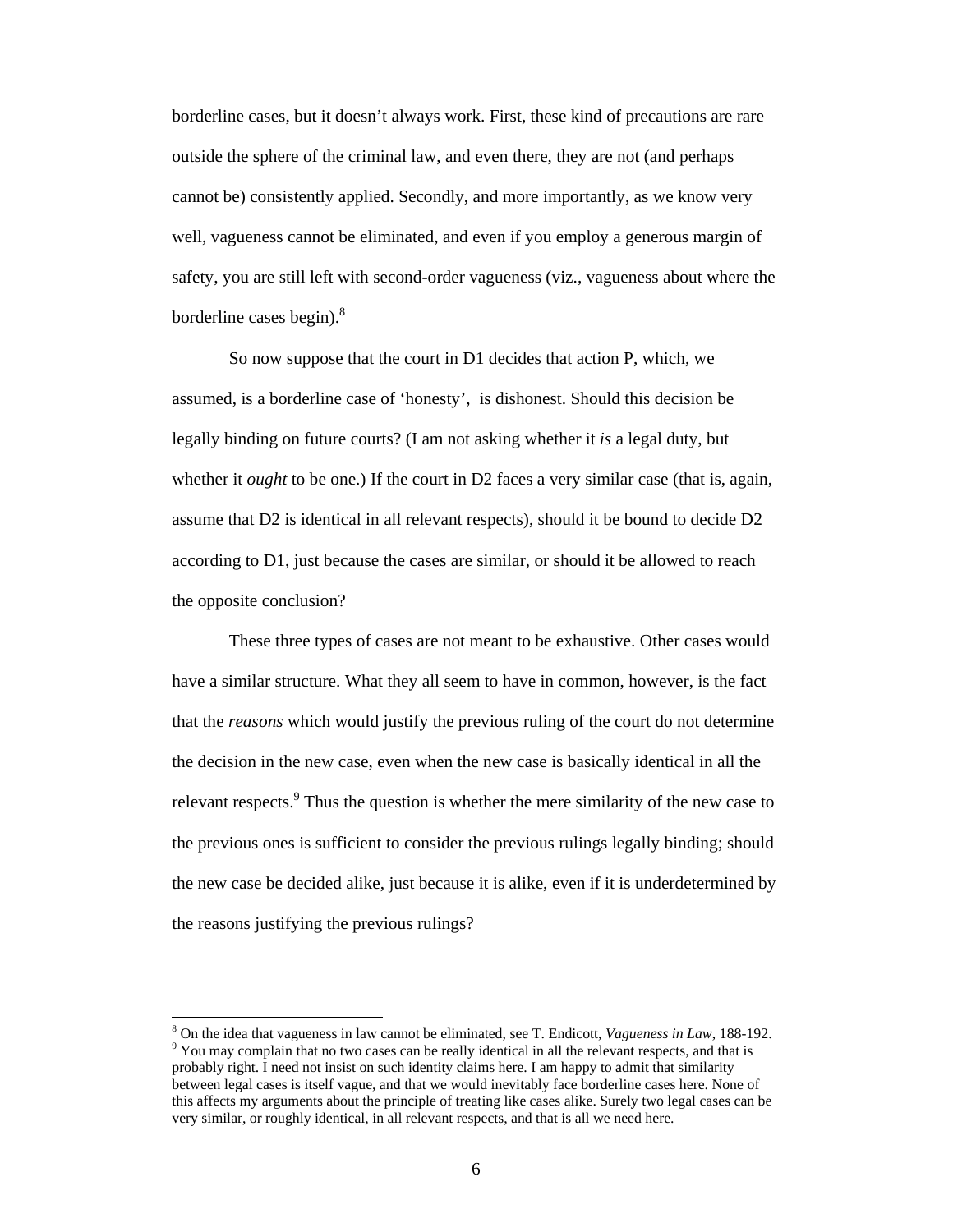borderline cases, but it doesn't always work. First, these kind of precautions are rare outside the sphere of the criminal law, and even there, they are not (and perhaps cannot be) consistently applied. Secondly, and more importantly, as we know very well, vagueness cannot be eliminated, and even if you employ a generous margin of safety, you are still left with second-order vagueness (viz., vagueness about where the borderline cases begin).[8]

So now suppose that the court in D1 decides that action P, which, we assumed, is a borderline case of 'honesty', is dishonest. Should this decision be legally binding on future courts? (I am not asking whether it *is* a legal duty, but whether it *ought* to be one.) If the court in D2 faces a very similar case (that is, again, assume that D2 is identical in all relevant respects), should it be bound to decide D2 according to D1, just because the cases are similar, or should it be allowed to reach the opposite conclusion?

These three types of cases are not meant to be exhaustive. Other cases would have a similar structure. What they all seem to have in common, however, is the fact that the *reasons* which would justify the previous ruling of the court do not determine the decision in the new case, even when the new case is basically identical in all the relevant respects.[9] Thus the question is whether the mere similarity of the new case to the previous ones is sufficient to consider the previous rulings legally binding; should the new case be decided alike, just because it is alike, even if it is underdetermined by the reasons justifying the previous rulings?

---

[8] On the idea that vagueness in law cannot be eliminated, see T. Endicott, *Vagueness in Law*, 188-192.

[9] You may complain that no two cases can be really identical in all the relevant respects, and that is probably right. I need not insist on such identity claims here. I am happy to admit that similarity between legal cases is itself vague, and that we would inevitably face borderline cases here. None of this affects my arguments about the principle of treating like cases alike. Surely two legal cases can be very similar, or roughly identical, in all relevant respects, and that is all we need here.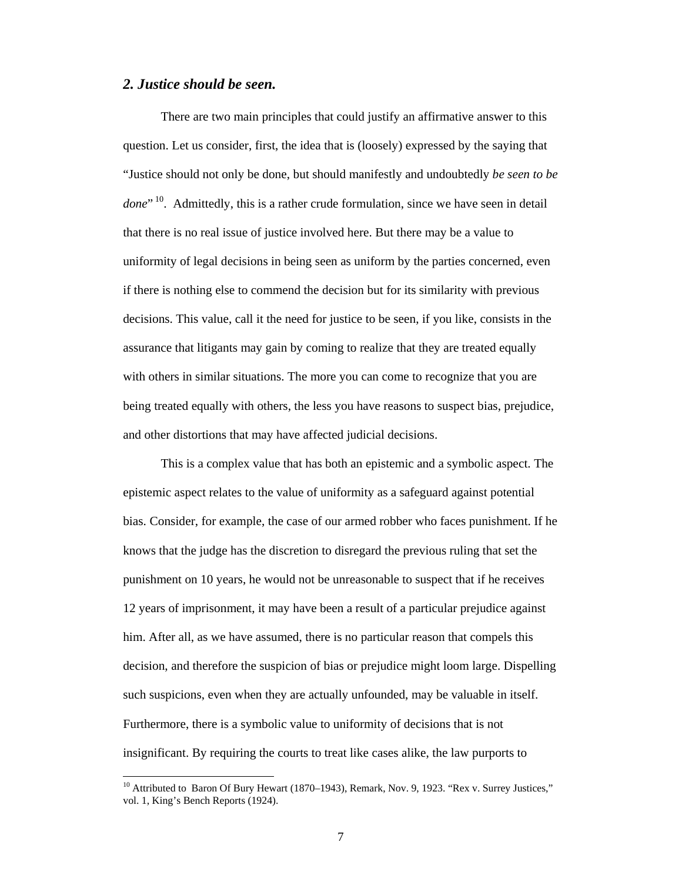### *2. Justice should be seen.*

There are two main principles that could justify an affirmative answer to this question. Let us consider, first, the idea that is (loosely) expressed by the saying that "Justice should not only be done, but should manifestly and undoubtedly *be seen to be done*"[10]. Admittedly, this is a rather crude formulation, since we have seen in detail that there is no real issue of justice involved here. But there may be a value to uniformity of legal decisions in being seen as uniform by the parties concerned, even if there is nothing else to commend the decision but for its similarity with previous decisions. This value, call it the need for justice to be seen, if you like, consists in the assurance that litigants may gain by coming to realize that they are treated equally with others in similar situations. The more you can come to recognize that you are being treated equally with others, the less you have reasons to suspect bias, prejudice, and other distortions that may have affected judicial decisions.

This is a complex value that has both an epistemic and a symbolic aspect. The epistemic aspect relates to the value of uniformity as a safeguard against potential bias. Consider, for example, the case of our armed robber who faces punishment. If he knows that the judge has the discretion to disregard the previous ruling that set the punishment on 10 years, he would not be unreasonable to suspect that if he receives 12 years of imprisonment, it may have been a result of a particular prejudice against him. After all, as we have assumed, there is no particular reason that compels this decision, and therefore the suspicion of bias or prejudice might loom large. Dispelling such suspicions, even when they are actually unfounded, may be valuable in itself. Furthermore, there is a symbolic value to uniformity of decisions that is not insignificant. By requiring the courts to treat like cases alike, the law purports to

---

[10] Attributed to Baron Of Bury Hewart (1870–1943), Remark, Nov. 9, 1923. "Rex v. Surrey Justices," vol. 1, King's Bench Reports (1924).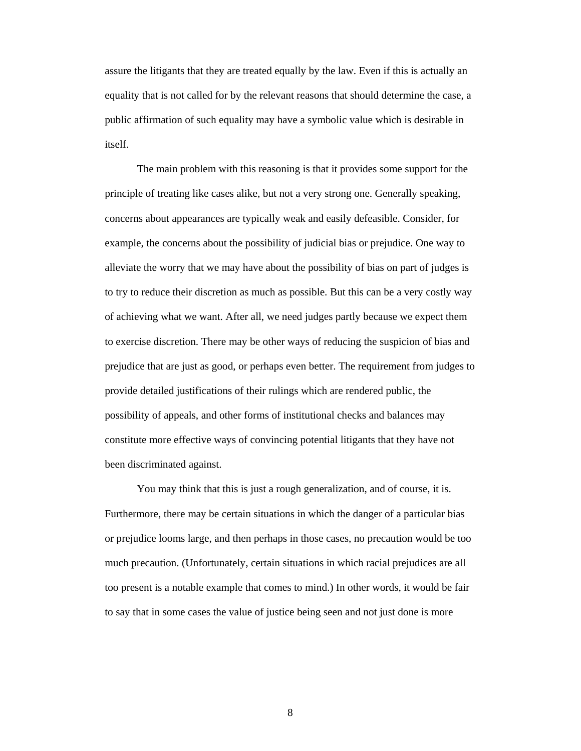assure the litigants that they are treated equally by the law. Even if this is actually an equality that is not called for by the relevant reasons that should determine the case, a public affirmation of such equality may have a symbolic value which is desirable in itself.

The main problem with this reasoning is that it provides some support for the principle of treating like cases alike, but not a very strong one. Generally speaking, concerns about appearances are typically weak and easily defeasible. Consider, for example, the concerns about the possibility of judicial bias or prejudice. One way to alleviate the worry that we may have about the possibility of bias on part of judges is to try to reduce their discretion as much as possible. But this can be a very costly way of achieving what we want. After all, we need judges partly because we expect them to exercise discretion. There may be other ways of reducing the suspicion of bias and prejudice that are just as good, or perhaps even better. The requirement from judges to provide detailed justifications of their rulings which are rendered public, the possibility of appeals, and other forms of institutional checks and balances may constitute more effective ways of convincing potential litigants that they have not been discriminated against.

You may think that this is just a rough generalization, and of course, it is. Furthermore, there may be certain situations in which the danger of a particular bias or prejudice looms large, and then perhaps in those cases, no precaution would be too much precaution. (Unfortunately, certain situations in which racial prejudices are all too present is a notable example that comes to mind.) In other words, it would be fair to say that in some cases the value of justice being seen and not just done is more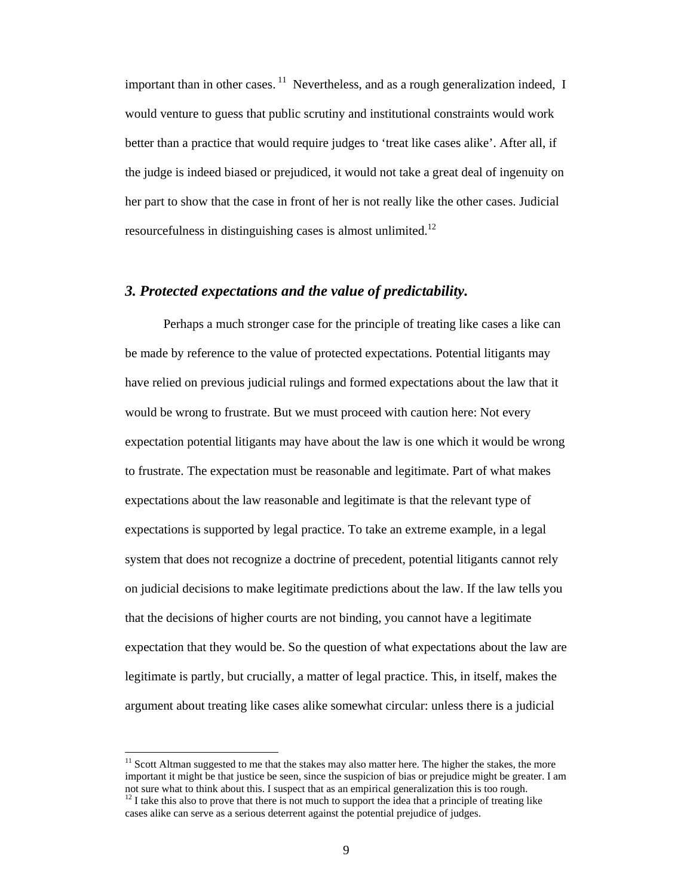important than in other cases. [11] Nevertheless, and as a rough generalization indeed, I would venture to guess that public scrutiny and institutional constraints would work better than a practice that would require judges to 'treat like cases alike'. After all, if the judge is indeed biased or prejudiced, it would not take a great deal of ingenuity on her part to show that the case in front of her is not really like the other cases. Judicial resourcefulness in distinguishing cases is almost unlimited.[12]

### *3. Protected expectations and the value of predictability.*

Perhaps a much stronger case for the principle of treating like cases a like can be made by reference to the value of protected expectations. Potential litigants may have relied on previous judicial rulings and formed expectations about the law that it would be wrong to frustrate. But we must proceed with caution here: Not every expectation potential litigants may have about the law is one which it would be wrong to frustrate. The expectation must be reasonable and legitimate. Part of what makes expectations about the law reasonable and legitimate is that the relevant type of expectations is supported by legal practice. To take an extreme example, in a legal system that does not recognize a doctrine of precedent, potential litigants cannot rely on judicial decisions to make legitimate predictions about the law. If the law tells you that the decisions of higher courts are not binding, you cannot have a legitimate expectation that they would be. So the question of what expectations about the law are legitimate is partly, but crucially, a matter of legal practice. This, in itself, makes the argument about treating like cases alike somewhat circular: unless there is a judicial

---

[11] Scott Altman suggested to me that the stakes may also matter here. The higher the stakes, the more important it might be that justice be seen, since the suspicion of bias or prejudice might be greater. I am not sure what to think about this. I suspect that as an empirical generalization this is too rough.

[12] I take this also to prove that there is not much to support the idea that a principle of treating like cases alike can serve as a serious deterrent against the potential prejudice of judges.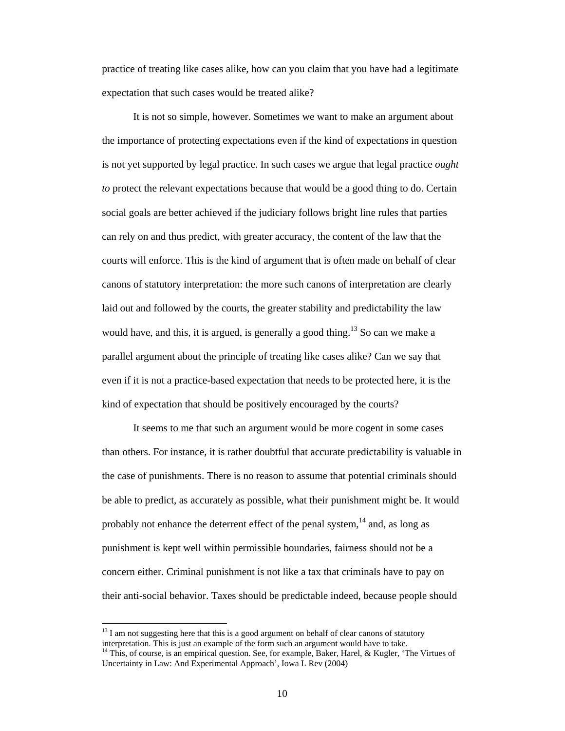practice of treating like cases alike, how can you claim that you have had a legitimate expectation that such cases would be treated alike?

It is not so simple, however. Sometimes we want to make an argument about the importance of protecting expectations even if the kind of expectations in question is not yet supported by legal practice. In such cases we argue that legal practice *ought to* protect the relevant expectations because that would be a good thing to do. Certain social goals are better achieved if the judiciary follows bright line rules that parties can rely on and thus predict, with greater accuracy, the content of the law that the courts will enforce. This is the kind of argument that is often made on behalf of clear canons of statutory interpretation: the more such canons of interpretation are clearly laid out and followed by the courts, the greater stability and predictability the law would have, and this, it is argued, is generally a good thing.[13] So can we make a parallel argument about the principle of treating like cases alike? Can we say that even if it is not a practice-based expectation that needs to be protected here, it is the kind of expectation that should be positively encouraged by the courts?

It seems to me that such an argument would be more cogent in some cases than others. For instance, it is rather doubtful that accurate predictability is valuable in the case of punishments. There is no reason to assume that potential criminals should be able to predict, as accurately as possible, what their punishment might be. It would probably not enhance the deterrent effect of the penal system,[14] and, as long as punishment is kept well within permissible boundaries, fairness should not be a concern either. Criminal punishment is not like a tax that criminals have to pay on their anti-social behavior. Taxes should be predictable indeed, because people should

---

[13] I am not suggesting here that this is a good argument on behalf of clear canons of statutory interpretation. This is just an example of the form such an argument would have to take.

[14] This, of course, is an empirical question. See, for example, Baker, Harel, & Kugler, 'The Virtues of Uncertainty in Law: And Experimental Approach', Iowa L Rev (2004)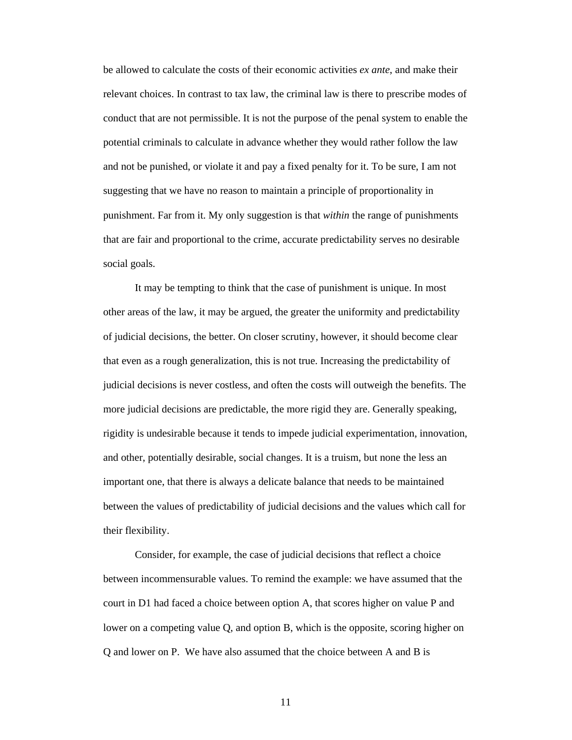be allowed to calculate the costs of their economic activities *ex ante*, and make their relevant choices. In contrast to tax law, the criminal law is there to prescribe modes of conduct that are not permissible. It is not the purpose of the penal system to enable the potential criminals to calculate in advance whether they would rather follow the law and not be punished, or violate it and pay a fixed penalty for it. To be sure, I am not suggesting that we have no reason to maintain a principle of proportionality in punishment. Far from it. My only suggestion is that *within* the range of punishments that are fair and proportional to the crime, accurate predictability serves no desirable social goals.

It may be tempting to think that the case of punishment is unique. In most other areas of the law, it may be argued, the greater the uniformity and predictability of judicial decisions, the better. On closer scrutiny, however, it should become clear that even as a rough generalization, this is not true. Increasing the predictability of judicial decisions is never costless, and often the costs will outweigh the benefits. The more judicial decisions are predictable, the more rigid they are. Generally speaking, rigidity is undesirable because it tends to impede judicial experimentation, innovation, and other, potentially desirable, social changes. It is a truism, but none the less an important one, that there is always a delicate balance that needs to be maintained between the values of predictability of judicial decisions and the values which call for their flexibility.

Consider, for example, the case of judicial decisions that reflect a choice between incommensurable values. To remind the example: we have assumed that the court in D1 had faced a choice between option A, that scores higher on value P and lower on a competing value Q, and option B, which is the opposite, scoring higher on Q and lower on P. We have also assumed that the choice between A and B is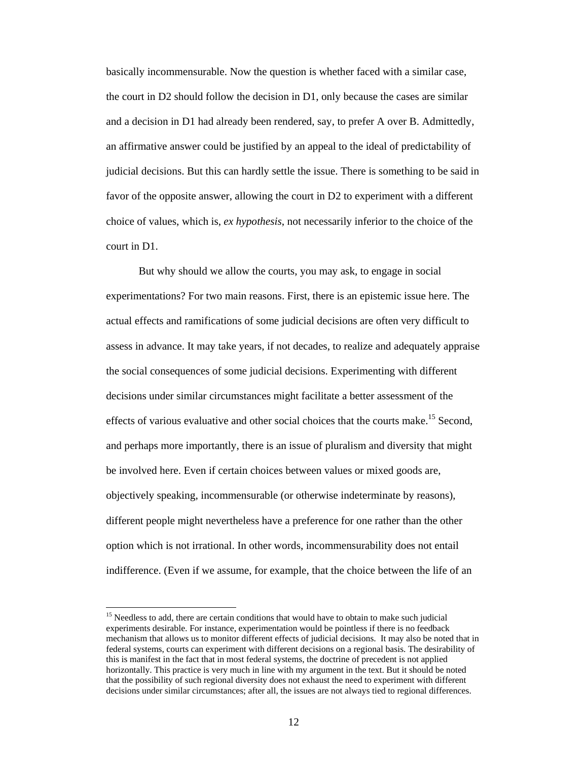basically incommensurable. Now the question is whether faced with a similar case, the court in D2 should follow the decision in D1, only because the cases are similar and a decision in D1 had already been rendered, say, to prefer A over B. Admittedly, an affirmative answer could be justified by an appeal to the ideal of predictability of judicial decisions. But this can hardly settle the issue. There is something to be said in favor of the opposite answer, allowing the court in D2 to experiment with a different choice of values, which is, *ex hypothesis*, not necessarily inferior to the choice of the court in D1.

But why should we allow the courts, you may ask, to engage in social experimentations? For two main reasons. First, there is an epistemic issue here. The actual effects and ramifications of some judicial decisions are often very difficult to assess in advance. It may take years, if not decades, to realize and adequately appraise the social consequences of some judicial decisions. Experimenting with different decisions under similar circumstances might facilitate a better assessment of the effects of various evaluative and other social choices that the courts make.[15] Second, and perhaps more importantly, there is an issue of pluralism and diversity that might be involved here. Even if certain choices between values or mixed goods are, objectively speaking, incommensurable (or otherwise indeterminate by reasons), different people might nevertheless have a preference for one rather than the other option which is not irrational. In other words, incommensurability does not entail indifference. (Even if we assume, for example, that the choice between the life of an

---

[15] Needless to add, there are certain conditions that would have to obtain to make such judicial experiments desirable. For instance, experimentation would be pointless if there is no feedback mechanism that allows us to monitor different effects of judicial decisions. It may also be noted that in federal systems, courts can experiment with different decisions on a regional basis. The desirability of this is manifest in the fact that in most federal systems, the doctrine of precedent is not applied horizontally. This practice is very much in line with my argument in the text. But it should be noted that the possibility of such regional diversity does not exhaust the need to experiment with different decisions under similar circumstances; after all, the issues are not always tied to regional differences.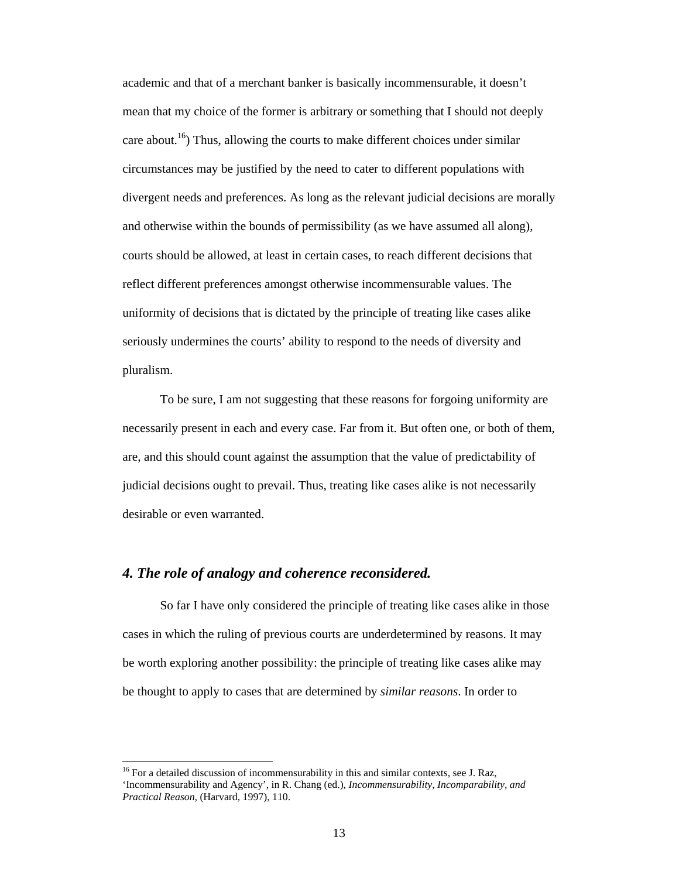academic and that of a merchant banker is basically incommensurable, it doesn't mean that my choice of the former is arbitrary or something that I should not deeply care about.[16]) Thus, allowing the courts to make different choices under similar circumstances may be justified by the need to cater to different populations with divergent needs and preferences. As long as the relevant judicial decisions are morally and otherwise within the bounds of permissibility (as we have assumed all along), courts should be allowed, at least in certain cases, to reach different decisions that reflect different preferences amongst otherwise incommensurable values. The uniformity of decisions that is dictated by the principle of treating like cases alike seriously undermines the courts' ability to respond to the needs of diversity and pluralism.

To be sure, I am not suggesting that these reasons for forgoing uniformity are necessarily present in each and every case. Far from it. But often one, or both of them, are, and this should count against the assumption that the value of predictability of judicial decisions ought to prevail. Thus, treating like cases alike is not necessarily desirable or even warranted.

### *4. The role of analogy and coherence reconsidered.*

So far I have only considered the principle of treating like cases alike in those cases in which the ruling of previous courts are underdetermined by reasons. It may be worth exploring another possibility: the principle of treating like cases alike may be thought to apply to cases that are determined by *similar reasons*. In order to

[16] For a detailed discussion of incommensurability in this and similar contexts, see J. Raz, 'Incommensurability and Agency', in R. Chang (ed.), *Incommensurability, Incomparability, and Practical Reason*, (Harvard, 1997), 110.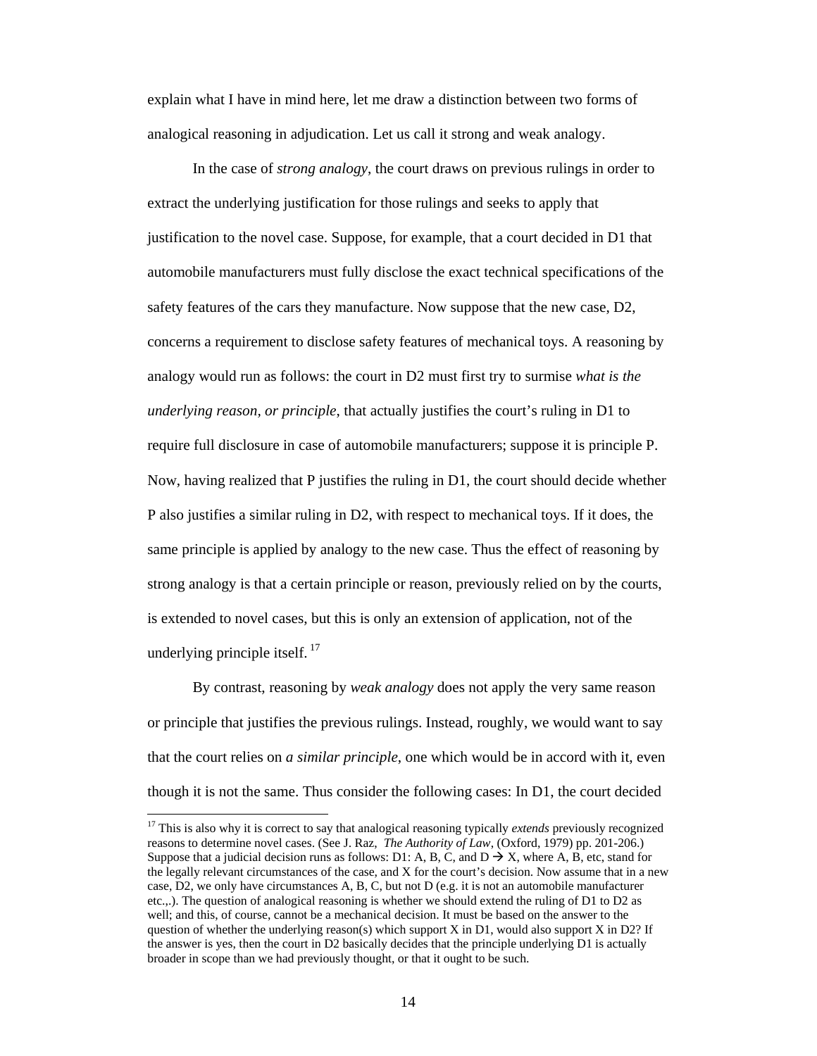explain what I have in mind here, let me draw a distinction between two forms of analogical reasoning in adjudication. Let us call it strong and weak analogy.

In the case of *strong analogy*, the court draws on previous rulings in order to extract the underlying justification for those rulings and seeks to apply that justification to the novel case. Suppose, for example, that a court decided in D1 that automobile manufacturers must fully disclose the exact technical specifications of the safety features of the cars they manufacture. Now suppose that the new case, D2, concerns a requirement to disclose safety features of mechanical toys. A reasoning by analogy would run as follows: the court in D2 must first try to surmise *what is the underlying reason, or principle*, that actually justifies the court's ruling in D1 to require full disclosure in case of automobile manufacturers; suppose it is principle P. Now, having realized that P justifies the ruling in D1, the court should decide whether P also justifies a similar ruling in D2, with respect to mechanical toys. If it does, the same principle is applied by analogy to the new case. Thus the effect of reasoning by strong analogy is that a certain principle or reason, previously relied on by the courts, is extended to novel cases, but this is only an extension of application, not of the underlying principle itself. [17]

By contrast, reasoning by *weak analogy* does not apply the very same reason or principle that justifies the previous rulings. Instead, roughly, we would want to say that the court relies on *a similar principle*, one which would be in accord with it, even though it is not the same. Thus consider the following cases: In D1, the court decided

---

[17] This is also why it is correct to say that analogical reasoning typically *extends* previously recognized reasons to determine novel cases. (See J. Raz, *The Authority of Law*, (Oxford, 1979) pp. 201-206.) Suppose that a judicial decision runs as follows: D1: A, B, C, and D $\rightarrow$ X, where A, B, etc, stand for the legally relevant circumstances of the case, and X for the court's decision. Now assume that in a new case, D2, we only have circumstances A, B, C, but not D (e.g. it is not an automobile manufacturer etc.,.). The question of analogical reasoning is whether we should extend the ruling of D1 to D2 as well; and this, of course, cannot be a mechanical decision. It must be based on the answer to the question of whether the underlying reason(s) which support X in D1, would also support X in D2? If the answer is yes, then the court in D2 basically decides that the principle underlying D1 is actually broader in scope than we had previously thought, or that it ought to be such.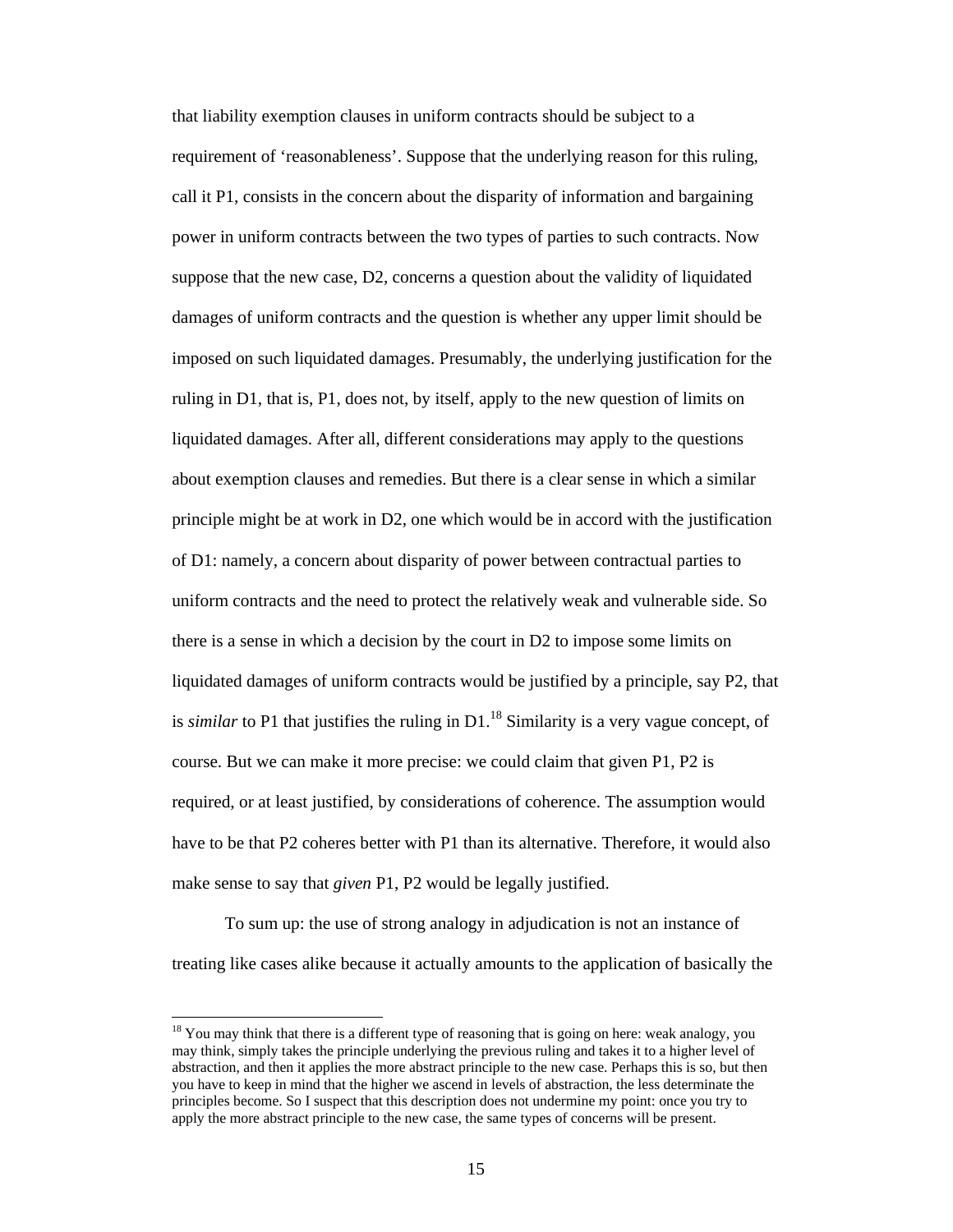that liability exemption clauses in uniform contracts should be subject to a requirement of 'reasonableness'. Suppose that the underlying reason for this ruling, call it P1, consists in the concern about the disparity of information and bargaining power in uniform contracts between the two types of parties to such contracts. Now suppose that the new case, D2, concerns a question about the validity of liquidated damages of uniform contracts and the question is whether any upper limit should be imposed on such liquidated damages. Presumably, the underlying justification for the ruling in D1, that is, P1, does not, by itself, apply to the new question of limits on liquidated damages. After all, different considerations may apply to the questions about exemption clauses and remedies. But there is a clear sense in which a similar principle might be at work in D2, one which would be in accord with the justification of D1: namely, a concern about disparity of power between contractual parties to uniform contracts and the need to protect the relatively weak and vulnerable side. So there is a sense in which a decision by the court in D2 to impose some limits on liquidated damages of uniform contracts would be justified by a principle, say P2, that is *similar* to P1 that justifies the ruling in D1.[18] Similarity is a very vague concept, of course. But we can make it more precise: we could claim that given P1, P2 is required, or at least justified, by considerations of coherence. The assumption would have to be that P2 coheres better with P1 than its alternative. Therefore, it would also make sense to say that *given* P1, P2 would be legally justified.

To sum up: the use of strong analogy in adjudication is not an instance of treating like cases alike because it actually amounts to the application of basically the

[18] You may think that there is a different type of reasoning that is going on here: weak analogy, you may think, simply takes the principle underlying the previous ruling and takes it to a higher level of abstraction, and then it applies the more abstract principle to the new case. Perhaps this is so, but then you have to keep in mind that the higher we ascend in levels of abstraction, the less determinate the principles become. So I suspect that this description does not undermine my point: once you try to apply the more abstract principle to the new case, the same types of concerns will be present.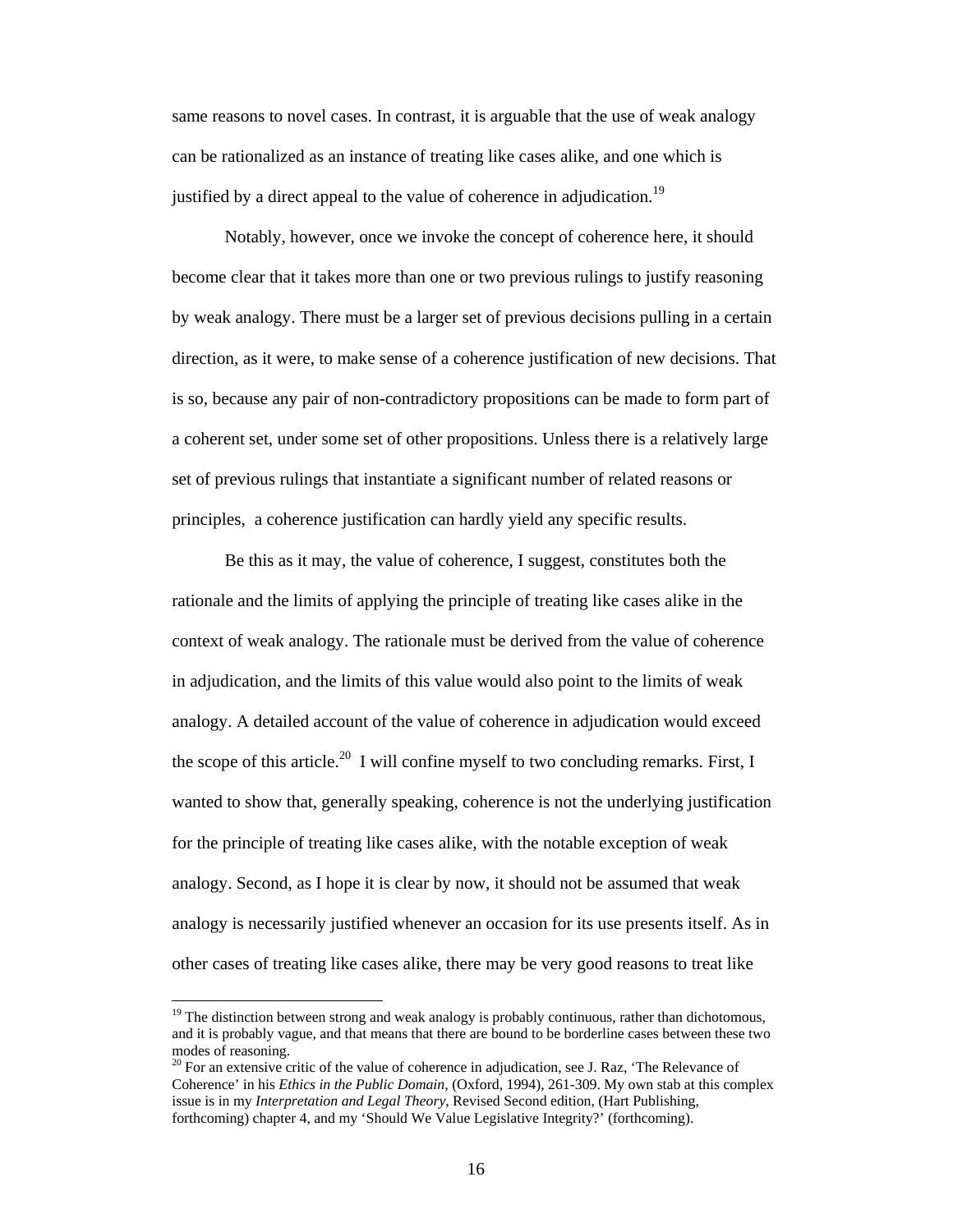same reasons to novel cases. In contrast, it is arguable that the use of weak analogy can be rationalized as an instance of treating like cases alike, and one which is justified by a direct appeal to the value of coherence in adjudication.[19]

Notably, however, once we invoke the concept of coherence here, it should become clear that it takes more than one or two previous rulings to justify reasoning by weak analogy. There must be a larger set of previous decisions pulling in a certain direction, as it were, to make sense of a coherence justification of new decisions. That is so, because any pair of non-contradictory propositions can be made to form part of a coherent set, under some set of other propositions. Unless there is a relatively large set of previous rulings that instantiate a significant number of related reasons or principles, a coherence justification can hardly yield any specific results.

Be this as it may, the value of coherence, I suggest, constitutes both the rationale and the limits of applying the principle of treating like cases alike in the context of weak analogy. The rationale must be derived from the value of coherence in adjudication, and the limits of this value would also point to the limits of weak analogy. A detailed account of the value of coherence in adjudication would exceed the scope of this article.[20] I will confine myself to two concluding remarks. First, I wanted to show that, generally speaking, coherence is not the underlying justification for the principle of treating like cases alike, with the notable exception of weak analogy. Second, as I hope it is clear by now, it should not be assumed that weak analogy is necessarily justified whenever an occasion for its use presents itself. As in other cases of treating like cases alike, there may be very good reasons to treat like

---

[19] The distinction between strong and weak analogy is probably continuous, rather than dichotomous, and it is probably vague, and that means that there are bound to be borderline cases between these two modes of reasoning.

[20] For an extensive critic of the value of coherence in adjudication, see J. Raz, 'The Relevance of Coherence' in his *Ethics in the Public Domain*, (Oxford, 1994), 261-309. My own stab at this complex issue is in my *Interpretation and Legal Theory*, Revised Second edition, (Hart Publishing, forthcoming) chapter 4, and my 'Should We Value Legislative Integrity?' (forthcoming).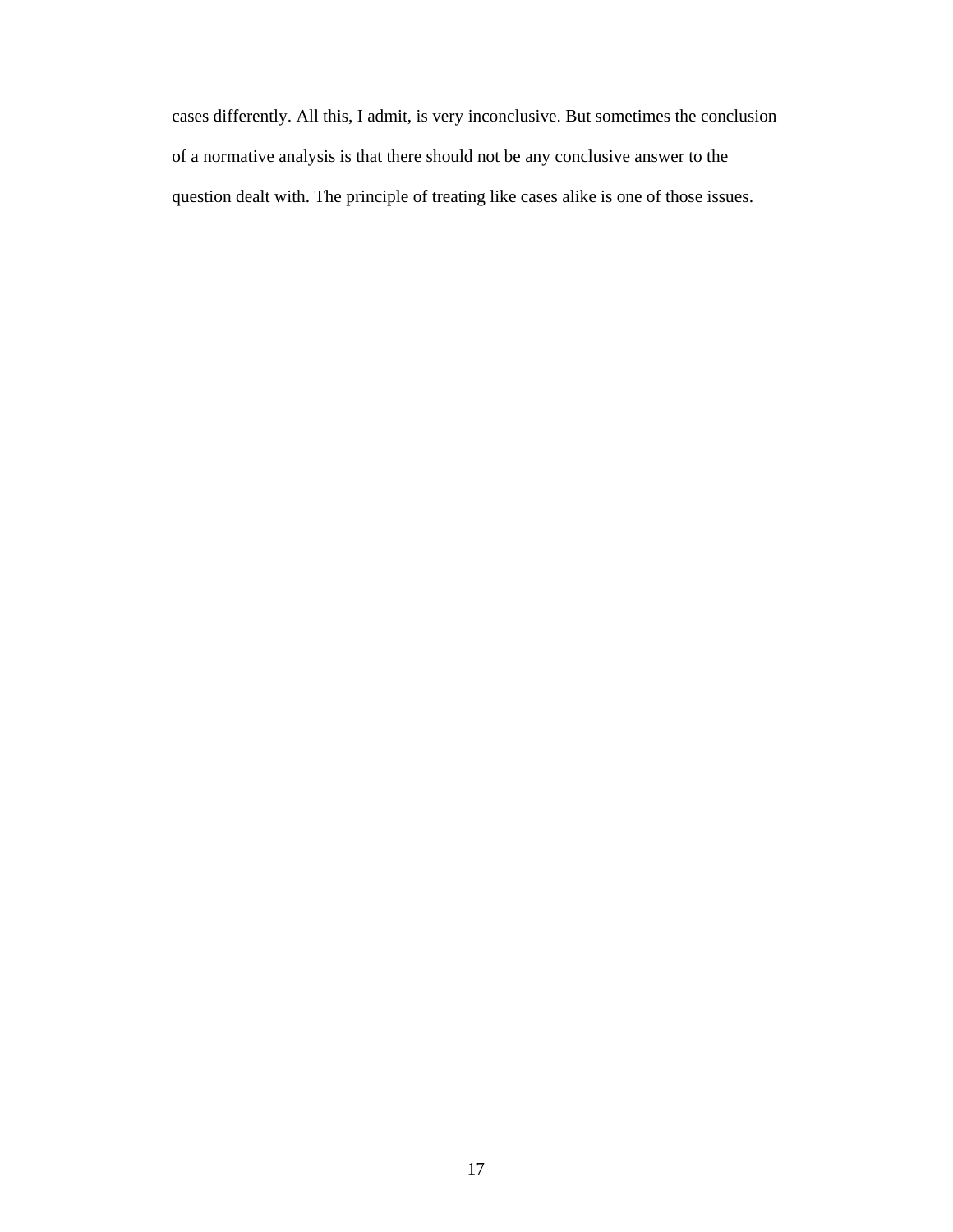cases differently. All this, I admit, is very inconclusive. But sometimes the conclusion of a normative analysis is that there should not be any conclusive answer to the question dealt with. The principle of treating like cases alike is one of those issues.